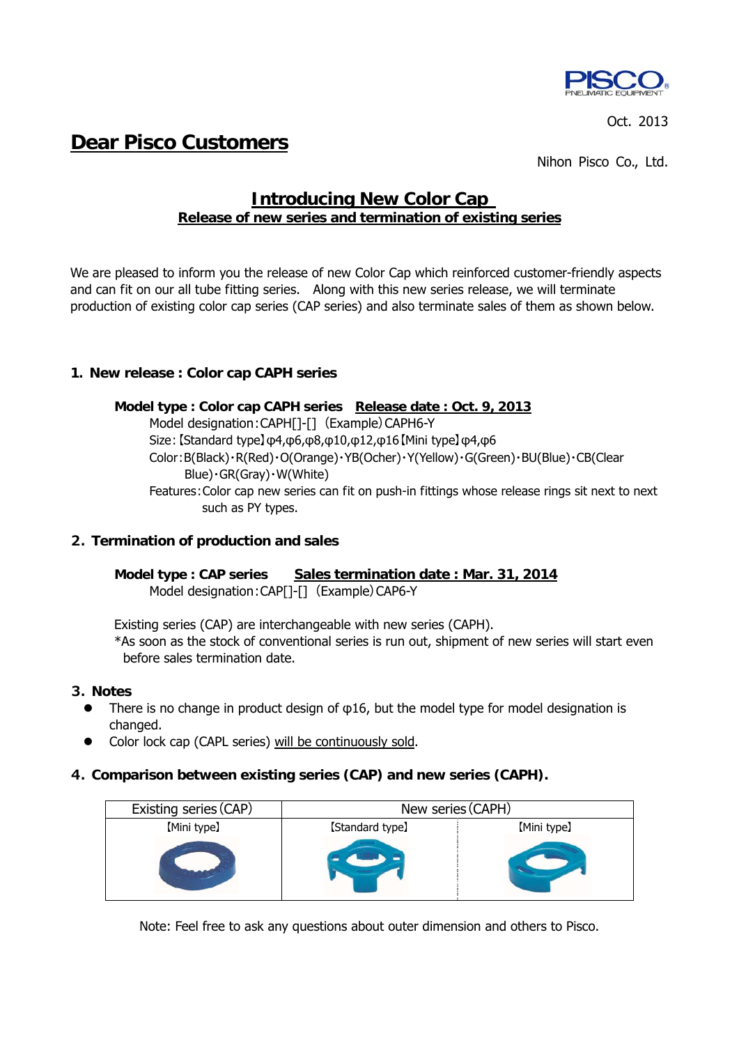PISCO
PNEUMATIC EQUIPMENT

Oct. 2013

# Dear Pisco Customers

Nihon Pisco Co., Ltd.

## Introducing New Color Cap
### Release of new series and termination of existing series

We are pleased to inform you the release of new Color Cap which reinforced customer-friendly aspects and can fit on our all tube fitting series. Along with this new series release, we will terminate production of existing color cap series (CAP series) and also terminate sales of them as shown below.

### 1. New release : Color cap CAPH series

**Model type : Color cap CAPH series** **Release date : Oct. 9, 2013**

Model designation：CAPH[]-[] (Example) CAPH6-Y

Size：【Standard type】φ4,φ6,φ8,φ10,φ12,φ16【Mini type】φ4,φ6

Color：B(Black)・R(Red)・O(Orange)・YB(Ocher)・Y(Yellow)・G(Green)・BU(Blue)・CB(Clear Blue)・GR(Gray)・W(White)

Features：Color cap new series can fit on push-in fittings whose release rings sit next to next such as PY types.

### 2. Termination of production and sales

**Model type : CAP series** **Sales termination date : Mar. 31, 2014**

Model designation：CAP[]-[] (Example) CAP6-Y

Existing series (CAP) are interchangeable with new series (CAPH).

*As soon as the stock of conventional series is run out, shipment of new series will start even before sales termination date.

### 3. Notes

- There is no change in product design of φ16, but the model type for model designation is changed.
- Color lock cap (CAPL series) will be continuously sold.

### 4. Comparison between existing series (CAP) and new series (CAPH).

| Existing series (CAP) | New series (CAPH) | |
|---|---|---|
| 【Mini type】 | 【Standard type】 | 【Mini type】 |

Note: Feel free to ask any questions about outer dimension and others to Pisco.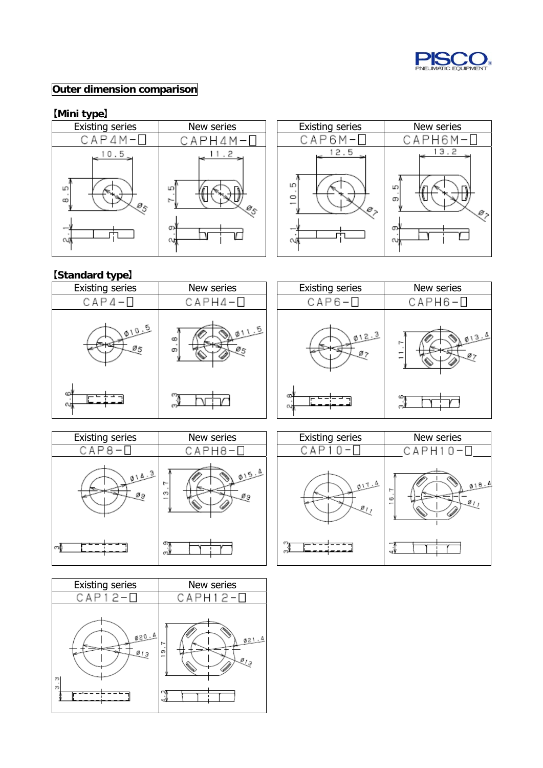## Outer dimension comparison

### 【Mini type】

| Existing series | New series |
|---|---|
| CAP4M-□ | CAPH4M-□ |

10.5
8.5
ø5
2.1

11.2
7.5
ø5
2.9

| Existing series | New series |
|---|---|
| CAP6M-□ | CAPH6M-□ |

12.5
10.5
ø7
2.1

13.2
9.5
ø7
2.9

### 【Standard type】

| Existing series | New series |
|---|---|
| CAP4-□ | CAPH4-□ |

ø10.5
ø5
2.6

9.8
ø11.5
ø5
3.3

| Existing series | New series |
|---|---|
| CAP6-□ | CAPH6-□ |

ø12.3
ø7
2.8

11.7
ø13.4
ø7
3.6

| Existing series | New series |
|---|---|
| CAP8-□ | CAPH8-□ |

ø14.3
ø9
3

13.7
ø15.4
ø9
3.9

| Existing series | New series |
|---|---|
| CAP10-□ | CAPH10-□ |

ø17.4
ø11
3.3

16.7
ø18.4
ø11
4.1

| Existing series | New series |
|---|---|
| CAP12-□ | CAPH12-□ |

ø20.4
ø13
3.3

19.7
ø21.4
ø13
4.3